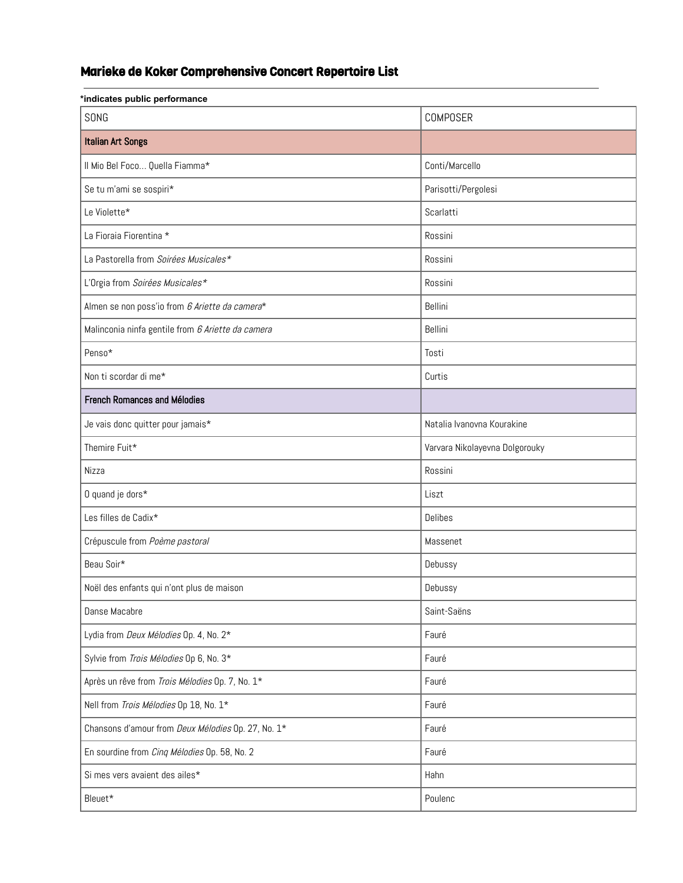## Marieke de Koker Comprehensive Concert Repertoire List

**\*indicates public performance**

| SONG | COMPOSER |
|---|---|
| **Italian Art Songs** | |
| Il Mio Bel Foco... Quella Fiamma* | Conti/Marcello |
| Se tu m'ami se sospiri* | Parisotti/Pergolesi |
| Le Violette* | Scarlatti |
| La Fioraia Fiorentina * | Rossini |
| La Pastorella from *Soirées Musicales** | Rossini |
| L'Orgia from *Soirées Musicales** | Rossini |
| Almen se non poss'io from *6 Ariette da camera** | Bellini |
| Malinconia ninfa gentile from *6 Ariette da camera* | Bellini |
| Penso* | Tosti |
| Non ti scordar di me* | Curtis |
| **French Romances and Mélodies** | |
| Je vais donc quitter pour jamais* | Natalia Ivanovna Kourakine |
| Themire Fuit* | Varvara Nikolayevna Dolgorouky |
| Nizza | Rossini |
| O quand je dors* | Liszt |
| Les filles de Cadix* | Delibes |
| Crépuscule from *Poème pastoral* | Massenet |
| Beau Soir* | Debussy |
| Noël des enfants qui n'ont plus de maison | Debussy |
| Danse Macabre | Saint-Saëns |
| Lydia from *Deux Mélodies* Op. 4, No. 2* | Fauré |
| Sylvie from *Trois Mélodies* Op 6, No. 3* | Fauré |
| Après un rêve from *Trois Mélodies* Op. 7, No. 1* | Fauré |
| Nell from *Trois Mélodies* Op 18, No. 1* | Fauré |
| Chansons d'amour from *Deux Mélodies* Op. 27, No. 1* | Fauré |
| En sourdine from *Cinq Mélodies* Op. 58, No. 2 | Fauré |
| Si mes vers avaient des ailes* | Hahn |
| Bleuet* | Poulenc |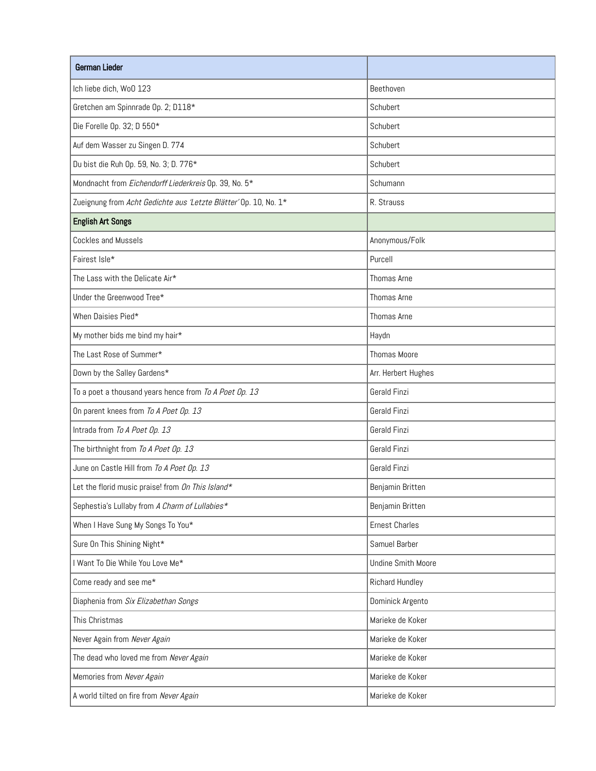| German Lieder | |
|---|---|
| Ich liebe dich, WoO 123 | Beethoven |
| Gretchen am Spinnrade Op. 2; D118* | Schubert |
| Die Forelle Op. 32; D 550* | Schubert |
| Auf dem Wasser zu Singen D. 774 | Schubert |
| Du bist die Ruh Op. 59, No. 3; D. 776* | Schubert |
| Mondnacht from *Eichendorff Liederkreis* Op. 39, No. 5* | Schumann |
| Zueignung from *Acht Gedichte aus 'Letzte Blätter'* Op. 10, No. 1* | R. Strauss |
| **English Art Songs** | |
| Cockles and Mussels | Anonymous/Folk |
| Fairest Isle* | Purcell |
| The Lass with the Delicate Air* | Thomas Arne |
| Under the Greenwood Tree* | Thomas Arne |
| When Daisies Pied* | Thomas Arne |
| My mother bids me bind my hair* | Haydn |
| The Last Rose of Summer* | Thomas Moore |
| Down by the Salley Gardens* | Arr. Herbert Hughes |
| To a poet a thousand years hence from *To A Poet Op. 13* | Gerald Finzi |
| On parent knees from *To A Poet Op. 13* | Gerald Finzi |
| Intrada from *To A Poet Op. 13* | Gerald Finzi |
| The birthnight from *To A Poet Op. 13* | Gerald Finzi |
| June on Castle Hill from *To A Poet Op. 13* | Gerald Finzi |
| Let the florid music praise! from *On This Island** | Benjamin Britten |
| Sephestia's Lullaby from *A Charm of Lullabies** | Benjamin Britten |
| When I Have Sung My Songs To You* | Ernest Charles |
| Sure On This Shining Night* | Samuel Barber |
| I Want To Die While You Love Me* | Undine Smith Moore |
| Come ready and see me* | Richard Hundley |
| Diaphenia from *Six Elizabethan Songs* | Dominick Argento |
| This Christmas | Marieke de Koker |
| Never Again from *Never Again* | Marieke de Koker |
| The dead who loved me from *Never Again* | Marieke de Koker |
| Memories from *Never Again* | Marieke de Koker |
| A world tilted on fire from *Never Again* | Marieke de Koker |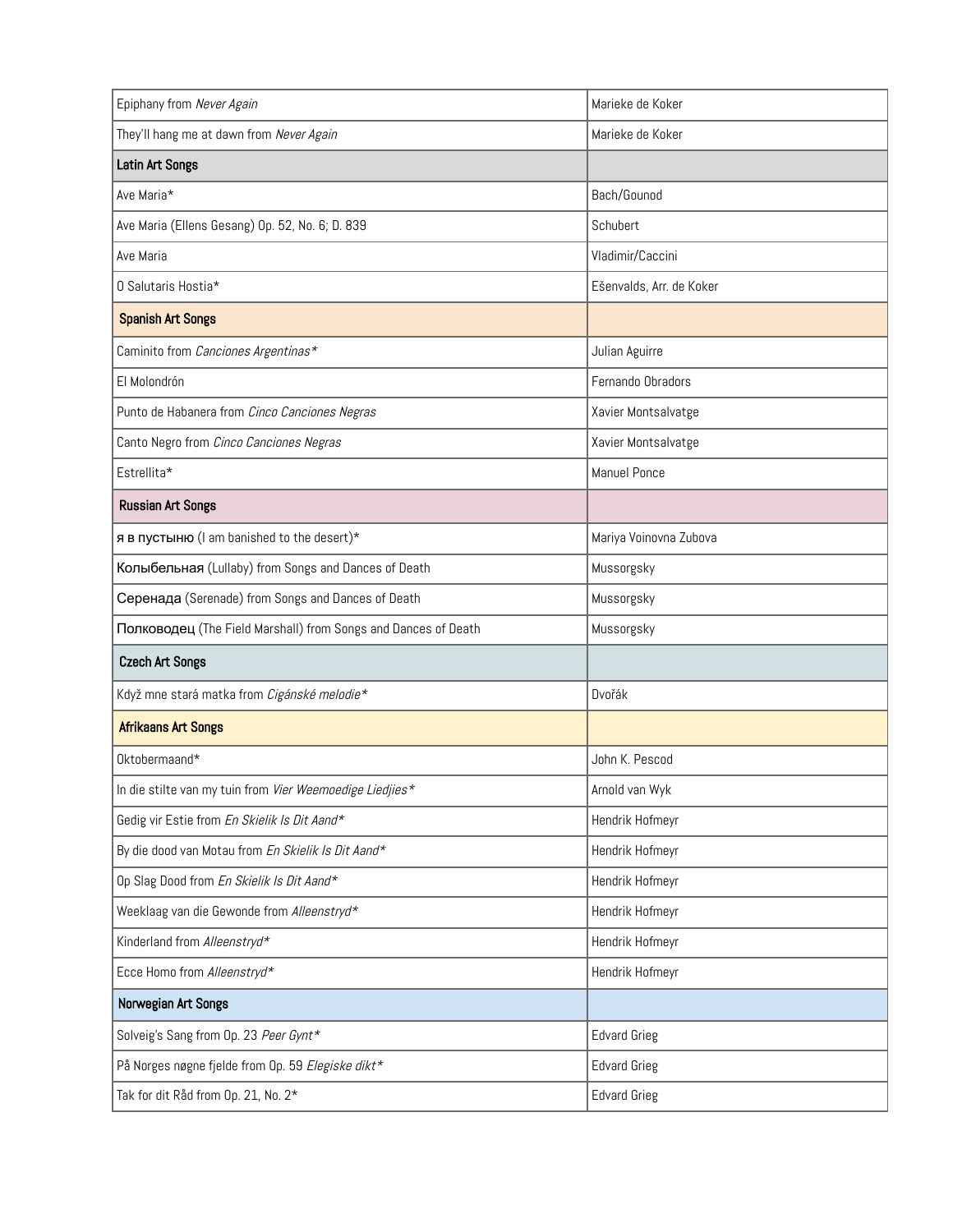| | |
|---|---|
| Epiphany from *Never Again* | Marieke de Koker |
| They'll hang me at dawn from *Never Again* | Marieke de Koker |
| **Latin Art Songs** | |
| Ave Maria* | Bach/Gounod |
| Ave Maria (Ellens Gesang) Op. 52, No. 6; D. 839 | Schubert |
| Ave Maria | Vladimir/Caccini |
| O Salutaris Hostia* | Ešenvalds, Arr. de Koker |
| **Spanish Art Songs** | |
| Caminito from *Canciones Argentinas** | Julian Aguirre |
| El Molondrón | Fernando Obradors |
| Punto de Habanera from *Cinco Canciones Negras* | Xavier Montsalvatge |
| Canto Negro from *Cinco Canciones Negras* | Xavier Montsalvatge |
| Estrellita* | Manuel Ponce |
| **Russian Art Songs** | |
| я в пустыню (I am banished to the desert)* | Mariya Voinovna Zubova |
| Колыбельная (Lullaby) from Songs and Dances of Death | Mussorgsky |
| Серенада (Serenade) from Songs and Dances of Death | Mussorgsky |
| Полководец (The Field Marshall) from Songs and Dances of Death | Mussorgsky |
| **Czech Art Songs** | |
| Když mne stará matka from *Cigánské melodie** | Dvořák |
| **Afrikaans Art Songs** | |
| Oktobermaand* | John K. Pescod |
| In die stilte van my tuin from *Vier Weemoedige Liedjies** | Arnold van Wyk |
| Gedig vir Estie from *En Skielik Is Dit Aand** | Hendrik Hofmeyr |
| By die dood van Motau from *En Skielik Is Dit Aand** | Hendrik Hofmeyr |
| Op Slag Dood from *En Skielik Is Dit Aand** | Hendrik Hofmeyr |
| Weeklaag van die Gewonde from *Alleenstryd** | Hendrik Hofmeyr |
| Kinderland from *Alleenstryd** | Hendrik Hofmeyr |
| Ecce Homo from *Alleenstryd** | Hendrik Hofmeyr |
| **Norwegian Art Songs** | |
| Solveig's Sang from Op. 23 *Peer Gynt** | Edvard Grieg |
| På Norges nøgne fjelde from Op. 59 *Elegiske dikt** | Edvard Grieg |
| Tak for dit Råd from Op. 21, No. 2* | Edvard Grieg |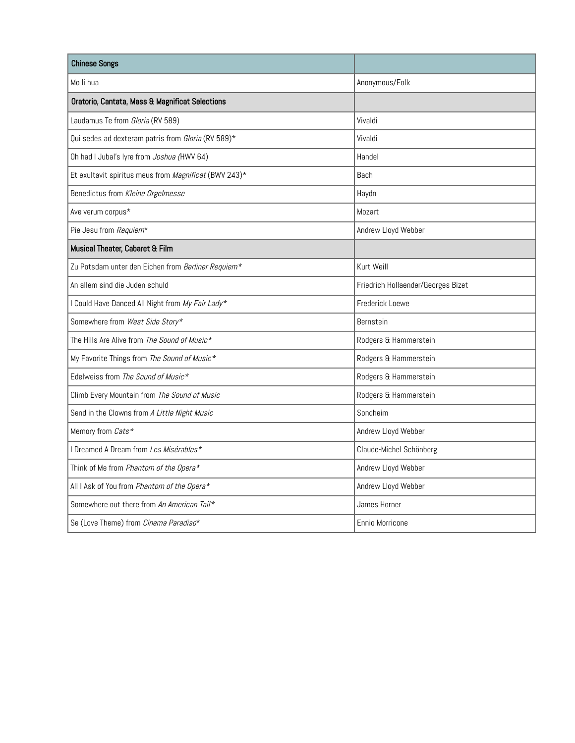| | |
|---|---|
| **Chinese Songs** | |
| Mo li hua | Anonymous/Folk |
| **Oratorio, Cantata, Mass & Magnificat Selections** | |
| Laudamus Te from *Gloria* (RV 589) | Vivaldi |
| Qui sedes ad dexteram patris from *Gloria* (RV 589)* | Vivaldi |
| Oh had I Jubal's lyre from *Joshua (*HWV 64) | Handel |
| Et exultavit spiritus meus from *Magnificat* (BWV 243)* | Bach |
| Benedictus from *Kleine Orgelmesse* | Haydn |
| Ave verum corpus* | Mozart |
| Pie Jesu from *Requiem** | Andrew Lloyd Webber |
| **Musical Theater, Cabaret & Film** | |
| Zu Potsdam unter den Eichen from *Berliner Requiem** | Kurt Weill |
| An allem sind die Juden schuld | Friedrich Hollaender/Georges Bizet |
| I Could Have Danced All Night from *My Fair Lady** | Frederick Loewe |
| Somewhere from *West Side Story** | Bernstein |
| The Hills Are Alive from *The Sound of Music** | Rodgers & Hammerstein |
| My Favorite Things from *The Sound of Music** | Rodgers & Hammerstein |
| Edelweiss from *The Sound of Music** | Rodgers & Hammerstein |
| Climb Every Mountain from *The Sound of Music* | Rodgers & Hammerstein |
| Send in the Clowns from *A Little Night Music* | Sondheim |
| Memory from *Cats** | Andrew Lloyd Webber |
| I Dreamed A Dream from *Les Misérables** | Claude-Michel Schönberg |
| Think of Me from *Phantom of the Opera** | Andrew Lloyd Webber |
| All I Ask of You from *Phantom of the Opera** | Andrew Lloyd Webber |
| Somewhere out there from *An American Tail** | James Horner |
| Se (Love Theme) from *Cinema Paradiso** | Ennio Morricone |